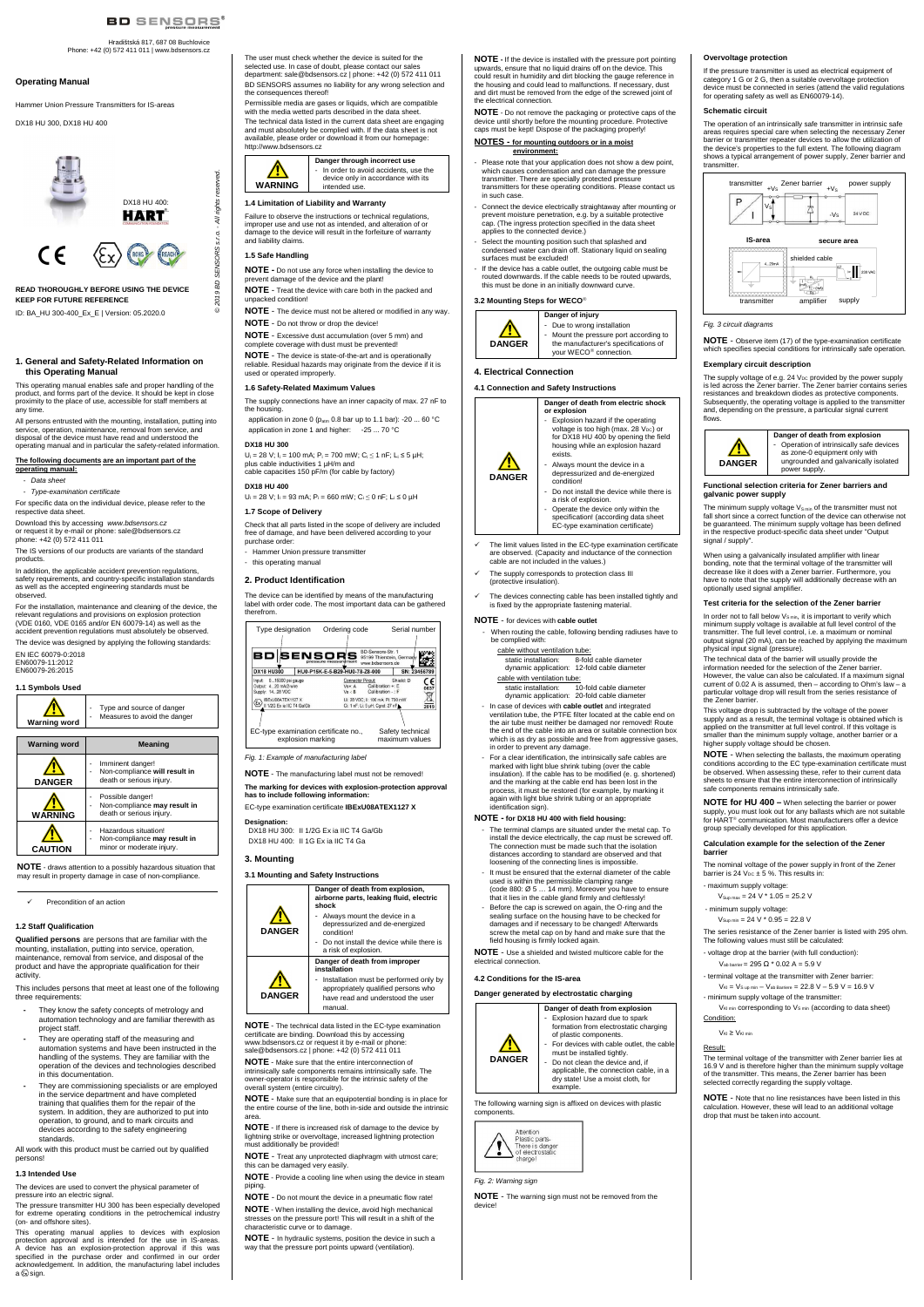BD SENSORS

Hradištská 817, 687 08 Buchlovice
Phone: +42 (0) 572 411 011 | www.bdsensors.cz

## Operating Manual

Hammer Union Pressure Transmitters for IS-areas

DX18 HU 300, DX18 HU 400

DX18 HU 400: HART

**READ THOROUGHLY BEFORE USING THE DEVICE KEEP FOR FURTHER REFERENCE**

ID: BA_HU 300-400_Ex_E | Version: 05.2020.0

© 2019 BD SENSORS s.r.o. - All rights reserved.

## 1. General and Safety-Related Information on this Operating Manual

This operating manual enables safe and proper handling of the product, and forms part of the device. It should be kept in close proximity to the place of use, accessible for staff members at any time.

All persons entrusted with the mounting, installation, putting into service, operation, maintenance, removal from service, and disposal of the device must have read and understood the operating manual and in particular the safety-related information.

**The following documents are an important part of the operating manual:**

- *Data sheet*
- *Type-examination certificate*

For specific data on the individual device, please refer to the respective data sheet.

Download this by accessing *www.bdsensors.cz* or request it by e-mail or phone: sale@bdsensors.cz
phone: +42 (0) 572 411 011

The IS versions of our products are variants of the standard products.

In addition, the applicable accident prevention regulations, safety requirements, and country-specific installation standards as well as the accepted engineering standards must be observed.

For the installation, maintenance and cleaning of the device, the relevant regulations and provisions on explosion protection (VDE 0160, VDE 0165 and/or EN 60079-14) as well as the accident prevention regulations must absolutely be observed.

The device was designed by applying the following standards:

EN IEC 60079-0:2018
EN60079-11:2012
EN60079-26:2015

### 1.1 Symbols Used

| Warning word | - Type and source of danger<br>- Measures to avoid the danger |
|---|---|

| Warning word | Meaning |
|---|---|
| DANGER | - Imminent danger!<br>- Non-compliance **will result in** death or serious injury. |
| WARNING | - Possible danger!<br>- Non-compliance **may result in** death or serious injury. |
| CAUTION | - Hazardous situation!<br>- Non-compliance **may result in** minor or moderate injury. |

**NOTE** - draws attention to a possibly hazardous situation that may result in property damage in case of non-compliance.

✓ Precondition of an action

### 1.2 Staff Qualification

**Qualified persons** are persons that are familiar with the mounting, installation, putting into service, operation, maintenance, removal from service, and disposal of the product and have the appropriate qualification for their activity.

This includes persons that meet at least one of the following three requirements:

- They know the safety concepts of metrology and automation technology and are familiar therewith as project staff.
- They are operating staff of the measuring and automation systems and have been instructed in the handling of the systems. They are familiar with the operation of the devices and technologies described in this documentation.
- They are commissioning specialists or are employed in the service department and have completed training that qualifies them for the repair of the system. In addition, they are authorized to put into operation, to ground, and to mark circuits and devices according to the safety engineering standards.

All work with this product must be carried out by qualified persons!

### 1.3 Intended Use

The devices are used to convert the physical parameter of pressure into an electric signal.

The pressure transmitter HU 300 has been especially developed for extreme operating conditions in the petrochemical industry (on- and offshore sites).

This operating manual applies to devices with explosion protection approval and is intended for the use in IS-areas. A device has an explosion-protection approval if this was specified in the purchase order and confirmed in our order acknowledgement. In addition, the manufacturing label includes a Ex sign.

The user must check whether the device is suited for the selected use. In case of doubt, please contact our sales department: sale@bdsensors.cz | phone: +42 (0) 572 411 011 BD SENSORS assumes no liability for any wrong selection and the consequences thereof!

Permissible media are gases or liquids, which are compatible with the media wetted parts described in the data sheet.
The technical data listed in the current data sheet are engaging and must absolutely be complied with. If the data sheet is not available, please order or download it from our homepage: http://www.bdsensors.cz

| WARNING | **Danger through incorrect use**<br>- In order to avoid accidents, use the device only in accordance with its intended use. |
|---|---|

### 1.4 Limitation of Liability and Warranty

Failure to observe the instructions or technical regulations, improper use and use not as intended, and alteration of or damage to the device will result in the forfeiture of warranty and liability claims.

### 1.5 Safe Handling

**NOTE -** Do not use any force when installing the device to prevent damage of the device and the plant!

**NOTE** - Treat the device with care both in the packed and unpacked condition!

**NOTE** - The device must not be altered or modified in any way.

**NOTE** - Do not throw or drop the device!

**NOTE** - Excessive dust accumulation (over 5 mm) and complete coverage with dust must be prevented!

**NOTE** - The device is state-of-the-art and is operationally reliable. Residual hazards may originate from the device if it is used or operated improperly.

### 1.6 Safety-Related Maximum Values

The supply connections have an inner capacity of max. 27 nF to the housing.

application in zone 0 ($p_{atm}$ 0.8 bar up to 1.1 bar): -20 ... 60 °C
application in zone 1 and higher: -25 ... 70 °C

**DX18 HU 300**

$U_i$ = 28 V; $I_i$ = 100 mA; $P_i$ = 700 mW; $C_i \leq$ 1 nF; $L_i \leq$ 5 µH;
plus cable inductivities 1 µH/m and
cable capacities 150 pF/m (for cable by factory)

**DX18 HU 400**

$U_i$ = 28 V; $I_i$ = 93 mA; $P_i$ = 660 mW; $C_i \leq$ 0 nF; $L_i \leq$ 0 µH

### 1.7 Scope of Delivery

Check that all parts listed in the scope of delivery are included free of damage, and have been delivered according to your purchase order:

- Hammer Union pressure transmitter
- this operating manual

## 2. Product Identification

The device can be identified by means of the manufacturing label with order code. The most important data can be gathered therefrom.

Type designation | Ordering code | Serial number

EC-type examination certificate no., explosion marking | Safety technical maximum values

*Fig. 1: Example of manufacturing label*

**NOTE** - The manufacturing label must not be removed!

**The marking for devices with explosion-protection approval has to include following information:**

EC-type examination certificate **IBExU08ATEX1127 X**

**Designation:**

DX18 HU 300: II 1/2G Ex ia IIC T4 Ga/Gb
DX18 HU 400: II 1G Ex ia IIC T4 Ga

## 3. Mounting

### 3.1 Mounting and Safety Instructions

| DANGER | **Danger of death from explosion, airborne parts, leaking fluid, electric shock**<br>- Always mount the device in a depressurized and de-energized condition!<br>- Do not install the device while there is a risk of explosion. |
|---|---|
| DANGER | **Danger of death from improper installation**<br>- Installation must be performed only by appropriately qualified persons who have read and understood the user manual. |

**NOTE** - The technical data listed in the EC-type examination certificate are binding. Download this by accessing www.bdsensors.cz or request it by e-mail or phone: sale@bdsensors.cz | phone: +42 (0) 572 411 011

**NOTE** - Make sure that the entire interconnection of intrinsically safe components remains intrinsically safe. The owner-operator is responsible for the intrinsic safety of the overall system (entire circuitry).

**NOTE** - Make sure that an equipotential bonding is in place for the entire course of the line, both in-side and outside the intrinsic area.

**NOTE** - If there is increased risk of damage to the device by lightning strike or overvoltage, increased lightning protection must additionally be provided!

**NOTE** - Treat any unprotected diaphragm with utmost care; this can be damaged very easily.

**NOTE** - Provide a cooling line when using the device in steam piping.

**NOTE** - Do not mount the device in a pneumatic flow rate!

**NOTE** - When installing the device, avoid high mechanical stresses on the pressure port! This will result in a shift of the characteristic curve or to damage.

**NOTE** - In hydraulic systems, position the device in such a way that the pressure port points upward (ventilation).

**NOTE** - If the device is installed with the pressure port pointing upwards, ensure that no liquid drains off on the device. This could result in humidity and dirt blocking the gauge reference in the housing and could lead to malfunctions. If necessary, dust and dirt must be removed from the edge of the screwed joint of the electrical connection.

**NOTE** - Do not remove the packaging or protective caps of the device until shortly before the mounting procedure. Protective caps must be kept! Dispose of the packaging properly!

**NOTES - for mounting outdoors or in a moist environment:**

- Please note that your application does not show a dew point, which causes condensation and can damage the pressure transmitter. There are specially protected pressure transmitters for these operating conditions. Please contact us in such case.
- Connect the device electrically straightaway after mounting or prevent moisture penetration, e.g. by a suitable protective cap. (The ingress protection specified in the data sheet applies to the connected device.)
- Select the mounting position such that splashed and condensed water can drain off. Stationary liquid on sealing surfaces must be excluded!
- If the device has a cable outlet, the outgoing cable must be routed downwards. If the cable needs to be routed upwards, this must be done in an initially downward curve.

### 3.2 Mounting Steps for WECO®

| DANGER | **Danger of injury**<br>- Due to wrong installation<br>- Mount the pressure port according to the manufacturer's specifications of your WECO® connection. |
|---|---|

## 4. Electrical Connection

### 4.1 Connection and Safety Instructions

| DANGER | **Danger of death from electric shock or explosion**<br>- Explosion hazard if the operating voltage is too high (max. 28 $V_{DC}$) or for DX18 HU 400 by opening the field housing while an explosion hazard exists.<br>- Always mount the device in a depressurized and de-energized condition!<br>- Do not install the device while there is a risk of explosion.<br>- Operate the device only within the specification! (according data sheet EC-type examination certificate) |
|---|---|

✓ The limit values listed in the EC-type examination certificate are observed. (Capacity and inductance of the connection cable are not included in the values.)

✓ The supply corresponds to protection class III (protective insulation).

✓ The devices connecting cable has been installed tightly and is fixed by the appropriate fastening material.

**NOTE** - for devices with **cable outlet**

- When routing the cable, following bending radiuses have to be complied with:

cable without ventilation tube:
static installation: 8-fold cable diameter
dynamic application: 12-fold cable diameter
cable with ventilation tube:
static installation: 10-fold cable diameter
dynamic application: 20-fold cable diameter

- In case of devices with **cable outlet** and integrated ventilation tube, the PTFE filter located at the cable end on the air tube must neither be damaged nor removed! Route the end of the cable into an area or suitable connection box which is as dry as possible and free from aggressive gases, in order to prevent any damage.
- For a clear identification, the intrinsically safe cables are marked with light blue shrink tubing (over the cable insulation). If the cable has to be modified (e. g. shortened) and the marking at the cable end has been lost in the process, it must be restored (for example, by marking it again with light blue shrink tubing or an appropriate identification sign).

**NOTE - for DX18 HU 400 with field housing:**

- The terminal clamps are situated under the metal cap. To install the device electrically, the cap must be screwed off. The connection must be made such that the isolation distances according to standard are observed and that loosening of the connecting lines is impossible.
- It must be ensured that the external diameter of the cable used is within the permissible clamping range (code 880: Ø 5 … 14 mm). Moreover you have to ensure that it lies in the cable gland firmly and cleftlessly!
- Before the cap is screwed on again, the O-ring and the sealing surface on the housing have to be checked for damages and if necessary to be changed! Afterwards screw the metal cap on by hand and make sure that the field housing is firmly locked again.

**NOTE** - Use a shielded and twisted multicore cable for the electrical connection.

### 4.2 Conditions for the IS-area

**Danger generated by electrostatic charging**

| DANGER | **Danger of death from explosion**<br>- Explosion hazard due to spark formation from electrostatic charging of plastic components.<br>- For devices with cable outlet, the cable must be installed tightly.<br>- Do not clean the device and, if applicable, the connection cable, in a dry state! Use a moist cloth, for example. |
|---|---|

The following warning sign is affixed on devices with plastic components.

Attention
Plastic parts-
There is danger
of electrostatic
charge!

*Fig. 2: Warning sign*

**NOTE** - The warning sign must not be removed from the device!

**Overvoltage protection**

If the pressure transmitter is used as electrical equipment of category 1 G or 2 G, then a suitable overvoltage protection device must be connected in series (attend the valid regulations for operating safety as well as EN60079-14).

**Schematic circuit**

The operation of an intrinsically safe transmitter in intrinsic safe areas requires special care when selecting the necessary Zener barrier or transmitter repeater devices to allow the utilization of the device's properties to the full extent. The following diagram shows a typical arrangement of power supply, Zener barrier and transmitter.

*Fig. 3 circuit diagrams*

**NOTE** - Observe item (17) of the type-examination certificate which specifies special conditions for intrinsically safe operation.

**Exemplary circuit description**

The supply voltage of e.g. 24 $V_{DC}$ provided by the power supply is led across the Zener barrier. The Zener barrier contains series resistances and breakdown diodes as protective components. Subsequently, the operating voltage is applied to the transmitter and, depending on the pressure, a particular signal current flows.

| DANGER | **Danger of death from explosion**<br>- Operation of intrinsically safe devices as zone-0 equipment only with ungrounded and galvanically isolated power supply. |
|---|---|

**Functional selection criteria for Zener barriers and galvanic power supply**

The minimum supply voltage $V_{S\,min}$ of the transmitter must not fall short since a correct function of the device can otherwise not be guaranteed. The minimum supply voltage has been defined in the respective product-specific data sheet under "Output signal / supply".

When using a galvanically insulated amplifier with linear bonding, note that the terminal voltage of the transmitter will decrease like it does with a Zener barrier. Furthermore, you have to note that the supply will additionally decrease with an optionally used signal amplifier.

**Test criteria for the selection of the Zener barrier**

In order not to fall below $V_{S\,min}$, it is important to verify which minimum supply voltage is available at full level control of the transmitter. The full level control, i.e. a maximum or nominal output signal (20 mA), can be reached by applying the maximum physical input signal (pressure).

The technical data of the barrier will usually provide the information needed for the selection of the Zener barrier. However, the value can also be calculated. If a maximum signal current of 0.02 A is assumed, then – according to Ohm's law – a particular voltage drop will result from the series resistance of the Zener barrier.

This voltage drop is subtracted by the voltage of the power supply and as a result, the terminal voltage is obtained which is applied on the transmitter at full level control. If this voltage is smaller than the minimum supply voltage, another barrier or a higher supply voltage should be chosen.

**NOTE** - When selecting the ballasts, the maximum operating conditions according to the EC type-examination certificate must be observed. When assessing these, refer to their current data sheets to ensure that the entire interconnection of intrinsically safe components remains intrinsically safe.

**NOTE for HU 400 –** When selecting the barrier or power supply, you must look out for any ballasts which are not suitable for HART® communication. Most manufacturers offer a device group specially developed for this application.

**Calculation example for the selection of the Zener barrier**

The nominal voltage of the power supply in front of the Zener barrier is 24 $V_{DC}$ ± 5 %. This results in:

- maximum supply voltage:
  $V_{Sup\,max}$ = 24 V * 1.05 = 25.2 V
- minimum supply voltage:
  $V_{Sup\,min}$ = 24 V * 0.95 = 22.8 V

The series resistance of the Zener barrier is listed with 295 ohm. The following values must still be calculated:

- voltage drop at the barrier (with full conduction):
  $V_{dr\,barrier}$ = 295 Ω * 0.02 A = 5.9 V
- terminal voltage at the transmitter with Zener barrier:
  $V_{kl}$ = $V_{S\,up\,min}$ – $V_{dr\,Barriere}$ = 22.8 V – 5.9 V = 16.9 V
- minimum supply voltage of the transmitter:
  $V_{kl\,min}$ corresponding to $V_{S\,min}$ (according to data sheet)

Condition:

$V_{kl} \geq V_{kl\,min}$

Result:

The terminal voltage of the transmitter with Zener barrier lies at 16.9 V and is therefore higher than the minimum supply voltage of the transmitter. This means, the Zener barrier has been selected correctly regarding the supply voltage.

**NOTE** - Note that no line resistances have been listed in this calculation. However, these will lead to an additional voltage drop that must be taken into account.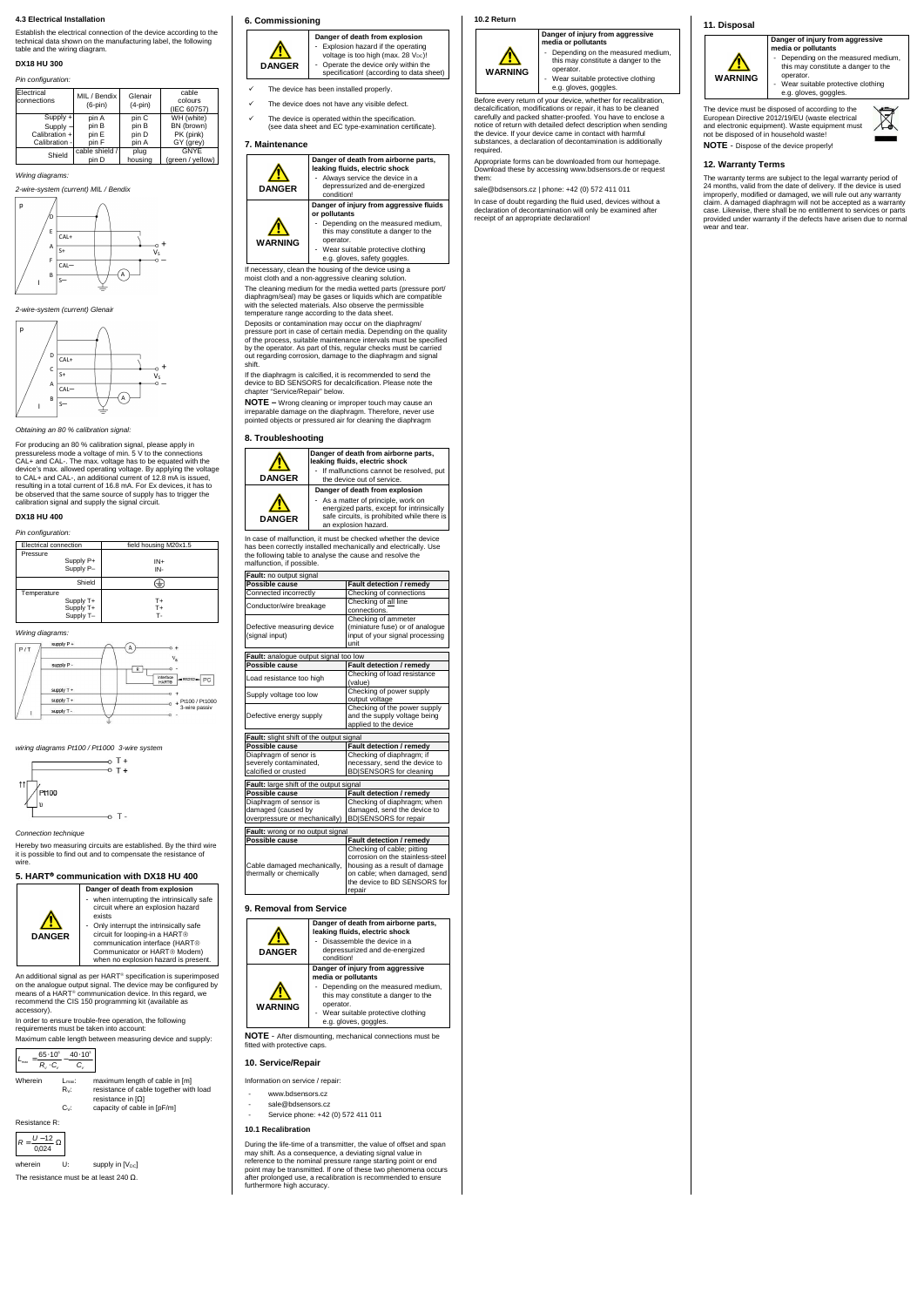### 4.3 Electrical Installation

Establish the electrical connection of the device according to the technical data shown on the manufacturing label, the following table and the wiring diagram.

#### DX18 HU 300

*Pin configuration:*

| Electrical connections | MIL / Bendix (6-pin) | Glenair (4-pin) | cable colours (IEC 60757) |
|---|---|---|---|
| Supply + | pin A | pin C | WH (white) |
| Supply – | pin B | pin B | BN (brown) |
| Calibration + | pin E | pin D | PK (pink) |
| Calibration - | pin F | pin A | GY (grey) |
| Shield | cable shield / pin D | plug housing | GNYE (green / yellow) |

*Wiring diagrams:*

*2-wire-system (current) MIL / Bendix*

P
D
E
CAL+
A
S+
F
CAL–
B
S–
I
A
+
$V_S$
–

*2-wire-system (current) Glenair*

P
D
CAL+
C
S+
A
CAL–
B
S–
I
A
+
$V_S$
–

*Obtaining an 80 % calibration signal:*

For producing an 80 % calibration signal, please apply in pressureless mode a voltage of min. 5 V to the connections CAL+ and CAL-. The max. voltage has to be equated with the device's max. allowed operating voltage. By applying the voltage to CAL+ and CAL-, an additional current of 12.8 mA is issued, resulting in a total current of 16.8 mA. For Ex devices, it has to be observed that the same source of supply has to trigger the calibration signal and supply the signal circuit.

#### DX18 HU 400

*Pin configuration:*

| Electrical connection | field housing M20x1.5 |
|---|---|
| Pressure | |
| Supply P+ | IN+ |
| Supply P– | IN- |
| Shield | ⏚ |
| Temperature | |
| Supply T+ | T+ |
| Supply T+ | T+ |
| Supply T– | T- |

*Wiring diagrams:*

P / T
supply P +
supply P -
supply T +
supply T +
supply T -
I
A
E
interface HART®
RS232
PC
+
$V_S$
-
+
Pt100 / Pt1000 3-wire passiv
-

*wiring diagrams Pt100 / Pt1000 3-wire system*

T +
T +
Pt100
T -

*Connection technique*

Hereby two measuring circuits are established. By the third wire it is possible to find out and to compensate the resistance of wire.

### 5. HART® communication with DX18 HU 400

| | |
|---|---|
| DANGER | **Danger of death from explosion**<br>- when interrupting the intrinsically safe circuit where an explosion hazard exists<br>- Only interrupt the intrinsically safe circuit for looping-in a HART® communication interface (HART® Communicator or HART® Modem) when no explosion hazard is present. |

An additional signal as per HART® specification is superimposed on the analogue output signal. The device may be configured by means of a HART® communication device. In this regard, we recommend the CIS 150 programming kit (available as accessory).

In order to ensure trouble-free operation, the following requirements must be taken into account:

Maximum cable length between measuring device and supply:

$$L_{max} = \frac{65 \cdot 10^6}{R_V \cdot C_V} - \frac{40 \cdot 10^3}{C_V}$$

Wherein
$L_{max}$: maximum length of cable in [m]
$R_V$: resistance of cable together with load resistance in [Ω]
$C_V$: capacity of cable in [pF/m]

Resistance R:

$$R = \frac{U - 12}{0{,}024}\ \Omega$$

wherein U: supply in [$V_{DC}$]

The resistance must be at least 240 Ω.

### 6. Commissioning

| | |
|---|---|
| DANGER | **Danger of death from explosion**<br>- Explosion hazard if the operating voltage is too high (max. 28 $V_{DC}$)!<br>- Operate the device only within the specification! (according to data sheet) |

- ✓ The device has been installed properly.
- ✓ The device does not have any visible defect.
- ✓ The device is operated within the specification. (see data sheet and EC type-examination certificate).

### 7. Maintenance

| | |
|---|---|
| DANGER | **Danger of death from airborne parts, leaking fluids, electric shock**<br>- Always service the device in a depressurized and de-energized condition! |
| WARNING | **Danger of injury from aggressive fluids or pollutants**<br>- Depending on the measured medium, this may constitute a danger to the operator.<br>- Wear suitable protective clothing e.g. gloves, safety goggles. |

If necessary, clean the housing of the device using a moist cloth and a non-aggressive cleaning solution.

The cleaning medium for the media wetted parts (pressure port/ diaphragm/seal) may be gases or liquids which are compatible with the selected materials. Also observe the permissible temperature range according to the data sheet.

Deposits or contamination may occur on the diaphragm/ pressure port in case of certain media. Depending on the quality of the process, suitable maintenance intervals must be specified by the operator. As part of this, regular checks must be carried out regarding corrosion, damage to the diaphragm and signal shift.

If the diaphragm is calcified, it is recommended to send the device to BD SENSORS for decalcification. Please note the chapter "Service/Repair" below.

**NOTE –** Wrong cleaning or improper touch may cause an irreparable damage on the diaphragm. Therefore, never use pointed objects or pressured air for cleaning the diaphragm

### 8. Troubleshooting

| | |
|---|---|
| DANGER | **Danger of death from airborne parts, leaking fluids, electric shock**<br>- If malfunctions cannot be resolved, put the device out of service. |
| DANGER | **Danger of death from explosion**<br>- As a matter of principle, work on energized parts, except for intrinsically safe circuits, is prohibited while there is an explosion hazard. |

In case of malfunction, it must be checked whether the device has been correctly installed mechanically and electrically. Use the following table to analyse the cause and resolve the malfunction, if possible.

| **Fault:** no output signal | |
|---|---|
| **Possible cause** | **Fault detection / remedy** |
| Connected incorrectly | Checking of connections |
| Conductor/wire breakage | Checking of all line connections. |
| Defective measuring device (signal input) | Checking of ammeter (miniature fuse) or of analogue input of your signal processing unit |

| **Fault:** analogue output signal too low | |
|---|---|
| **Possible cause** | **Fault detection / remedy** |
| Load resistance too high | Checking of load resistance (value) |
| Supply voltage too low | Checking of power supply output voltage |
| Defective energy supply | Checking of the power supply and the supply voltage being applied to the device |

| **Fault:** slight shift of the output signal | |
|---|---|
| **Possible cause** | **Fault detection / remedy** |
| Diaphragm of senor is severely contaminated, calcified or crusted | Checking of diaphragm; if necessary, send the device to BD\|SENSORS for cleaning |

| **Fault:** large shift of the output signal | |
|---|---|
| **Possible cause** | **Fault detection / remedy** |
| Diaphragm of sensor is damaged (caused by overpressure or mechanically) | Checking of diaphragm; when damaged, send the device to BD\|SENSORS for repair |

| **Fault:** wrong or no output signal | |
|---|---|
| **Possible cause** | **Fault detection / remedy** |
| Cable damaged mechanically, thermally or chemically | Checking of cable; pitting corrosion on the stainless-steel housing as a result of damage on cable; when damaged, send the device to BD SENSORS for repair |

### 9. Removal from Service

| | |
|---|---|
| DANGER | **Danger of death from airborne parts, leaking fluids, electric shock**<br>- Disassemble the device in a depressurized and de-energized condition! |
| WARNING | **Danger of injury from aggressive media or pollutants**<br>- Depending on the measured medium, this may constitute a danger to the operator.<br>- Wear suitable protective clothing e.g. gloves, goggles. |

**NOTE** - After dismounting, mechanical connections must be fitted with protective caps.

### 10. Service/Repair

Information on service / repair:

- www.bdsensors.cz
- sale@bdsensors.cz
- Service phone: +42 (0) 572 411 011

#### 10.1 Recalibration

During the life-time of a transmitter, the value of offset and span may shift. As a consequence, a deviating signal value in reference to the nominal pressure range starting point or end point may be transmitted. If one of these two phenomena occurs after prolonged use, a recalibration is recommended to ensure furthermore high accuracy.

#### 10.2 Return

| | |
|---|---|
| WARNING | **Danger of injury from aggressive media or pollutants**<br>- Depending on the measured medium, this may constitute a danger to the operator.<br>- Wear suitable protective clothing e.g. gloves, goggles. |

Before every return of your device, whether for recalibration, decalcification, modifications or repair, it has to be cleaned carefully and packed shatter-proofed. You have to enclose a notice of return with detailed defect description when sending the device. If your device came in contact with harmful substances, a declaration of decontamination is additionally required.

Appropriate forms can be downloaded from our homepage. Download these by accessing www.bdsensors.de or request them:

sale@bdsensors.cz | phone: +42 (0) 572 411 011

In case of doubt regarding the fluid used, devices without a declaration of decontamination will only be examined after receipt of an appropriate declaration!

### 11. Disposal

| | |
|---|---|
| WARNING | **Danger of injury from aggressive media or pollutants**<br>- Depending on the measured medium, this may constitute a danger to the operator.<br>- Wear suitable protective clothing e.g. gloves, goggles. |

The device must be disposed of according to the European Directive 2012/19/EU (waste electrical and electronic equipment). Waste equipment must not be disposed of in household waste!

**NOTE** - Dispose of the device properly!

### 12. Warranty Terms

The warranty terms are subject to the legal warranty period of 24 months, valid from the date of delivery. If the device is used improperly, modified or damaged, we will rule out any warranty claim. A damaged diaphragm will not be accepted as a warranty case. Likewise, there shall be no entitlement to services or parts provided under warranty if the defects have arisen due to normal wear and tear.